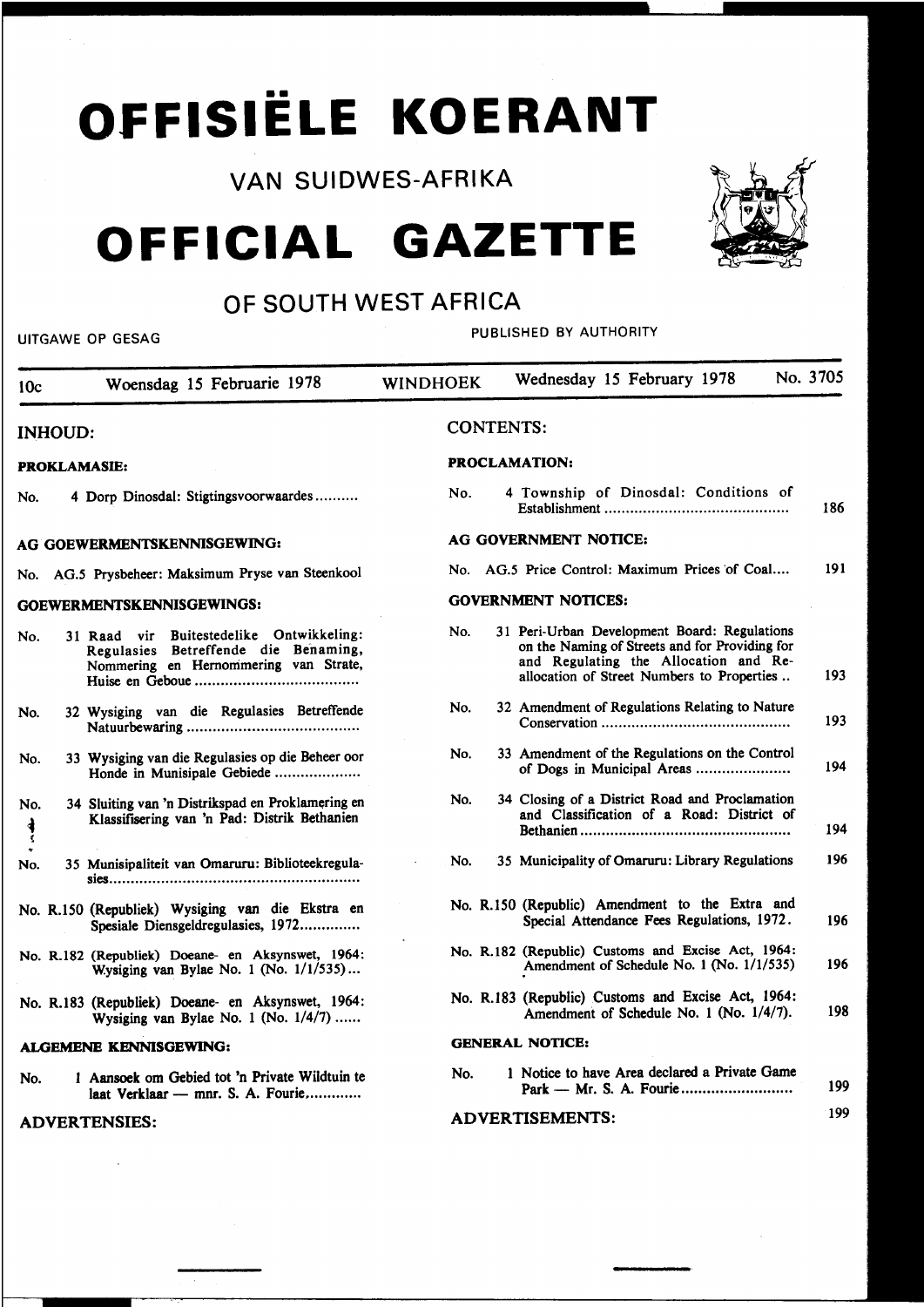# OFFISIËLE KOERANT

## VAN SUIDWES-AFRIKA

# OFFICIAL GAZETTE

## OF SOUTH WEST AFRICA

UITGAWE OP GESAG — PUBLISHED BY AUTHORITY

10c — Woensdag 15 Februarie 1978 — WINDHOEK — Wednesday 15 February 1978 — No. 3705

## INHOUD:

**PROKLAMASIE:**

No. 4 Dorp Dinosdal: Stigtingsvoorwaardes..........

**AG GOEWERMENTSKENNISGEWING:**

No. AG.5 Prysbeheer: Maksimum Pryse van Steenkool

**GOEWERMENTSKENNISGEWINGS:**

No. 31 Raad vir Buitestedelike Ontwikkeling: Regulasies Betreffende die Benaming, Nommering en Hernommering van Strate, Huise en Geboue ......................................

No. 32 Wysiging van die Regulasies Betreffende Natuurbewaring ........................................

No. 33 Wysiging van die Regulasies op die Beheer oor Honde in Munisipale Gebiede ....................

No. 34 Sluiting van 'n Distrikspad en Proklamering en Klassifisering van 'n Pad: Distrik Bethanien

No. 35 Munisipaliteit van Omaruru: Biblioteekregulasies..........................................................

No. R.150 (Republiek) Wysiging van die Ekstra en Spesiale Diensgeldregulasies, 1972..............

No. R.182 (Republiek) Doeane- en Aksynswet, 1964: Wysiging van Bylae No. 1 (No. 1/1/535)...

No. R.183 (Republiek) Doeane- en Aksynswet, 1964: Wysiging van Bylae No. 1 (No. 1/4/7) ......

**ALGEMENE KENNISGEWING:**

No. 1 Aansoek om Gebied tot 'n Private Wildtuin te laat Verklaar — mnr. S. A. Fourie,............

**ADVERTENSIES:**

## CONTENTS:

**PROCLAMATION:**

| | | Page |
|---|---|---|
| No. 4 | Township of Dinosdal: Conditions of Establishment .......................................... | 186 |

**AG GOVERNMENT NOTICE:**

| | | Page |
|---|---|---|
| No. AG.5 | Price Control: Maximum Prices of Coal.... | 191 |

**GOVERNMENT NOTICES:**

| | | Page |
|---|---|---|
| No. 31 | Peri-Urban Development Board: Regulations on the Naming of Streets and for Providing for and Regulating the Allocation and Reallocation of Street Numbers to Properties .. | 193 |
| No. 32 | Amendment of Regulations Relating to Nature Conservation ........................................... | 193 |
| No. 33 | Amendment of the Regulations on the Control of Dogs in Municipal Areas ...................... | 194 |
| No. 34 | Closing of a District Road and Proclamation and Classification of a Road: District of Bethanien ................................................ | 194 |
| No. 35 | Municipality of Omaruru: Library Regulations | 196 |
| No. R.150 | (Republic) Amendment to the Extra and Special Attendance Fees Regulations, 1972. | 196 |
| No. R.182 | (Republic) Customs and Excise Act, 1964: Amendment of Schedule No. 1 (No. 1/1/535) | 196 |
| No. R.183 | (Republic) Customs and Excise Act, 1964: Amendment of Schedule No. 1 (No. 1/4/7). | 198 |

**GENERAL NOTICE:**

| | | Page |
|---|---|---|
| No. 1 | Notice to have Area declared a Private Game Park — Mr. S. A. Fourie.......................... | 199 |

**ADVERTISEMENTS:** 199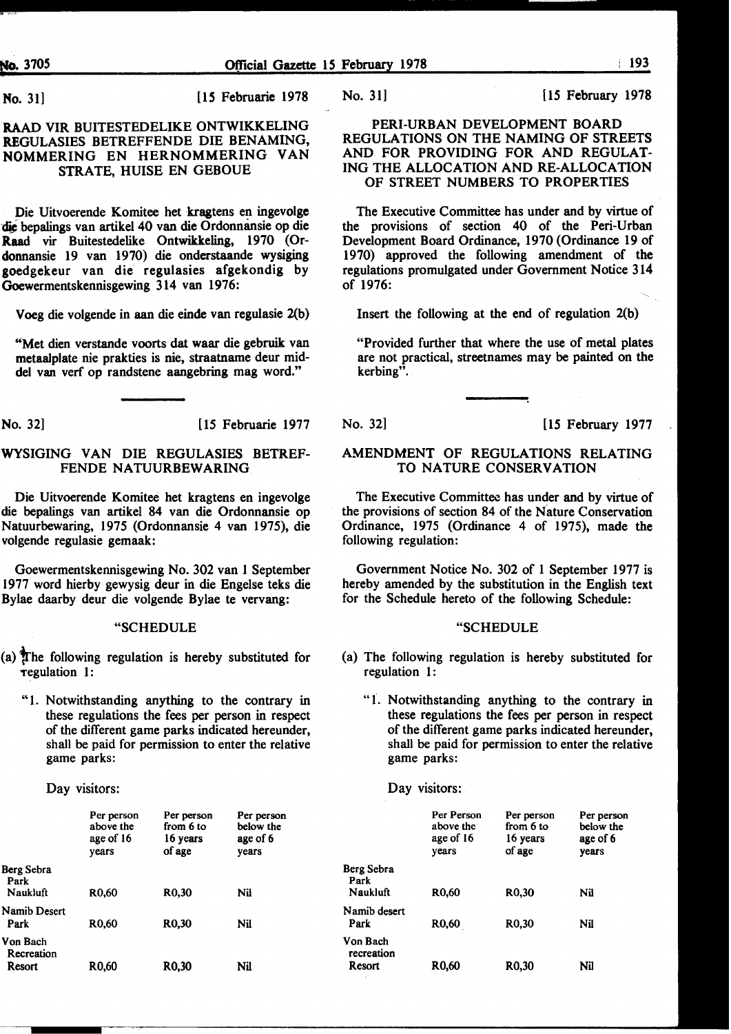No. 31] [15 Februarie 1978

## RAAD VIR BUITESTEDELIKE ONTWIKKELING REGULASIES BETREFFENDE DIE BENAMING, NOMMERING EN HERNOMMERING VAN STRATE, HUISE EN GEBOUE

Die Uitvoerende Komitee het kragtens en ingevolge die bepalings van artikel 40 van die Ordonnansie op die Raad vir Buitestedelike Ontwikkeling, 1970 (Ordonnansie 19 van 1970) die onderstaande wysiging goedgekeur van die regulasies afgekondig by Goewermentskennisgewing 314 van 1976:

Voeg die volgende in aan die einde van regulasie 2(b)

"Met dien verstande voorts dat waar die gebruik van metaalplate nie prakties is nie, straatname deur middel van verf op randstene aangebring mag word."

No. 32] [15 Februarie 1977

## WYSIGING VAN DIE REGULASIES BETREFFENDE NATUURBEWARING

Die Uitvoerende Komitee het kragtens en ingevolge die bepalings van artikel 84 van die Ordonnansie op Natuurbewaring, 1975 (Ordonnansie 4 van 1975), die volgende regulasie gemaak:

Goewermentskennisgewing No. 302 van 1 September 1977 word hierby gewysig deur in die Engelse teks die Bylae daarby deur die volgende Bylae te vervang:

"SCHEDULE

(a) The following regulation is hereby substituted for regulation 1:

"1. Notwithstanding anything to the contrary in these regulations the fees per person in respect of the different game parks indicated hereunder, shall be paid for permission to enter the relative game parks:

Day visitors:

| | Per person above the age of 16 years | Per person from 6 to 16 years of age | Per person below the age of 6 years |
|---|---|---|---|
| Berg Sebra Park Naukluft | R0,60 | R0,30 | Nil |
| Namib Desert Park | R0,60 | R0,30 | Nil |
| Von Bach Recreation Resort | R0,60 | R0,30 | Nil |

No. 31] [15 February 1978

## PERI-URBAN DEVELOPMENT BOARD REGULATIONS ON THE NAMING OF STREETS AND FOR PROVIDING FOR AND REGULATING THE ALLOCATION AND RE-ALLOCATION OF STREET NUMBERS TO PROPERTIES

The Executive Committee has under and by virtue of the provisions of section 40 of the Peri-Urban Development Board Ordinance, 1970 (Ordinance 19 of 1970) approved the following amendment of the regulations promulgated under Government Notice 314 of 1976:

Insert the following at the end of regulation 2(b)

"Provided further that where the use of metal plates are not practical, streetnames may be painted on the kerbing".

No. 32] [15 February 1977

## AMENDMENT OF REGULATIONS RELATING TO NATURE CONSERVATION

The Executive Committee has under and by virtue of the provisions of section 84 of the Nature Conservation Ordinance, 1975 (Ordinance 4 of 1975), made the following regulation:

Government Notice No. 302 of 1 September 1977 is hereby amended by the substitution in the English text for the Schedule hereto of the following Schedule:

"SCHEDULE

(a) The following regulation is hereby substituted for regulation 1:

"1. Notwithstanding anything to the contrary in these regulations the fees per person in respect of the different game parks indicated hereunder, shall be paid for permission to enter the relative game parks:

Day visitors:

| | Per Person above the age of 16 years | Per person from 6 to 16 years of age | Per person below the age of 6 years |
|---|---|---|---|
| Berg Sebra Park Naukluft | R0,60 | R0,30 | Nil |
| Namib desert Park | R0,60 | R0,30 | Nil |
| Von Bach recreation Resort | R0,60 | R0,30 | Nil |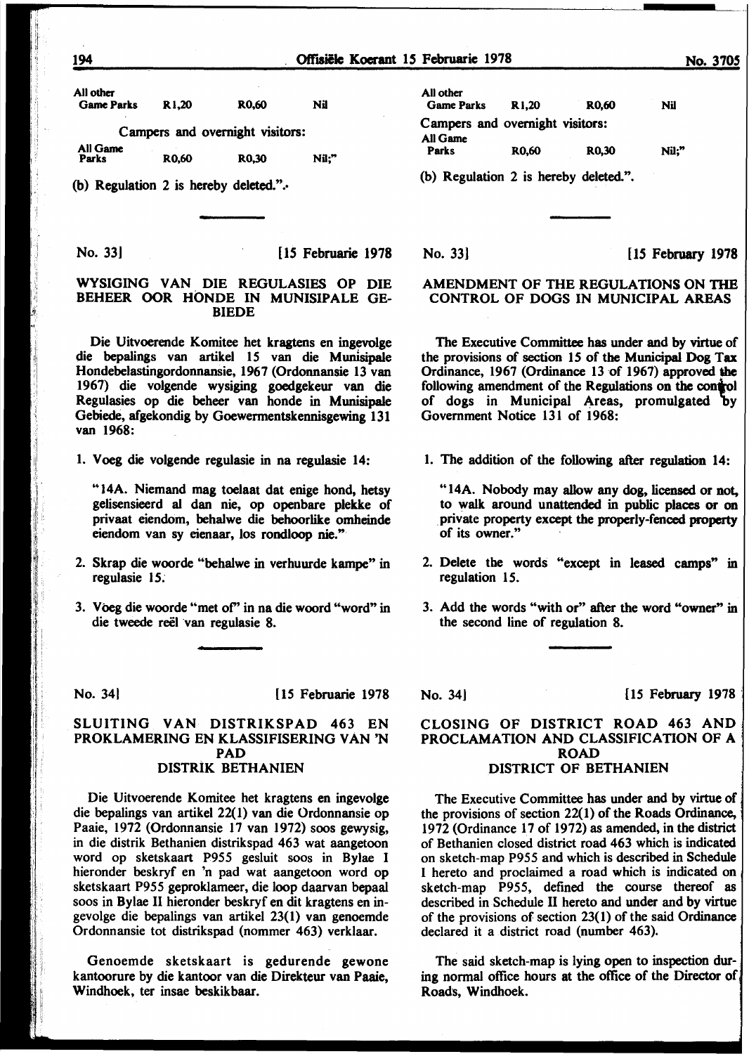| | | | |
|---|---|---|---|
| All other Game Parks | R1,20 | R0,60 | Nil |
| Campers and overnight visitors: | | | |
| All Game Parks | R0,60 | R0,30 | Nil;" |

(b) Regulation 2 is hereby deleted.".

No. 33] [15 Februarie 1978

## WYSIGING VAN DIE REGULASIES OP DIE BEHEER OOR HONDE IN MUNISIPALE GEBIEDE

Die Uitvoerende Komitee het kragtens en ingevolge die bepalings van artikel 15 van die Munisipale Hondebelastingordonnansie, 1967 (Ordonnansie 13 van 1967) die volgende wysiging goedgekeur van die Regulasies op die beheer van honde in Munisipale Gebiede, afgekondig by Goewermentskennisgewing 131 van 1968:

1. Voeg die volgende regulasie in na regulasie 14:

"14A. Niemand mag toelaat dat enige hond, hetsy gelisensieerd al dan nie, op openbare plekke of privaat eiendom, behalwe die behoorlike omheinde eiendom van sy eienaar, los rondloop nie."

2. Skrap die woorde "behalwe in verhuurde kampe" in regulasie 15.

3. Voeg die woorde "met of" in na die woord "word" in die tweede reël van regulasie 8.

No. 34] [15 Februarie 1978

## SLUITING VAN DISTRIKSPAD 463 EN PROKLAMERING EN KLASSIFISERING VAN 'N PAD DISTRIK BETHANIEN

Die Uitvoerende Komitee het kragtens en ingevolge die bepalings van artikel 22(1) van die Ordonnansie op Paaie, 1972 (Ordonnansie 17 van 1972) soos gewysig, in die distrik Bethanien distrikspad 463 wat aangetoon word op sketskaart P955 gesluit soos in Bylae I hieronder beskryf en 'n pad wat aangetoon word op sketskaart P955 geproklameer, die loop daarvan bepaal soos in Bylae II hieronder beskryf en dit kragtens en ingevolge die bepalings van artikel 23(1) van genoemde Ordonnansie tot distrikspad (nommer 463) verklaar.

Genoemde sketskaart is gedurende gewone kantoorure by die kantoor van die Direkteur van Paaie, Windhoek, ter insae beskikbaar.

| | | | |
|---|---|---|---|
| All other Game Parks | R1,20 | R0,60 | Nil |
| Campers and overnight visitors: | | | |
| All Game Parks | R0,60 | R0,30 | Nil;" |

(b) Regulation 2 is hereby deleted.".

No. 33] [15 February 1978

## AMENDMENT OF THE REGULATIONS ON THE CONTROL OF DOGS IN MUNICIPAL AREAS

The Executive Committee has under and by virtue of the provisions of section 15 of the Municipal Dog Tax Ordinance, 1967 (Ordinance 13 of 1967) approved the following amendment of the Regulations on the control of dogs in Municipal Areas, promulgated by Government Notice 131 of 1968:

1. The addition of the following after regulation 14:

"14A. Nobody may allow any dog, licensed or not, to walk around unattended in public places or on private property except the properly-fenced property of its owner."

2. Delete the words "except in leased camps" in regulation 15.

3. Add the words "with or" after the word "owner" in the second line of regulation 8.

No. 34] [15 February 1978

## CLOSING OF DISTRICT ROAD 463 AND PROCLAMATION AND CLASSIFICATION OF A ROAD DISTRICT OF BETHANIEN

The Executive Committee has under and by virtue of the provisions of section 22(1) of the Roads Ordinance, 1972 (Ordinance 17 of 1972) as amended, in the district of Bethanien closed district road 463 which is indicated on sketch-map P955 and which is described in Schedule I hereto and proclaimed a road which is indicated on sketch-map P955, defined the course thereof as described in Schedule II hereto and under and by virtue of the provisions of section 23(1) of the said Ordinance declared it a district road (number 463).

The said sketch-map is lying open to inspection during normal office hours at the office of the Director of Roads, Windhoek.